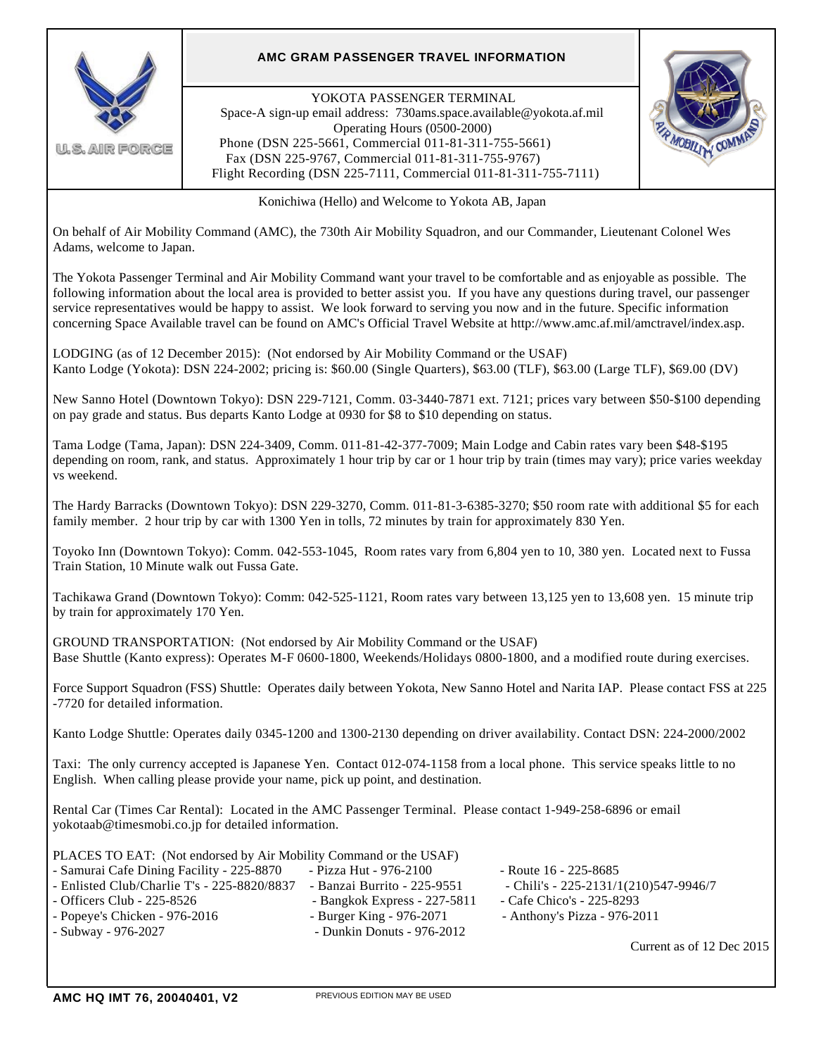# AMC GRAM PASSENGER TRAVEL INFORMATION

U.S. AIR FORCE

YOKOTA PASSENGER TERMINAL
Space-A sign-up email address: 730ams.space.available@yokota.af.mil
Operating Hours (0500-2000)
Phone (DSN 225-5661, Commercial 011-81-311-755-5661)
Fax (DSN 225-9767, Commercial 011-81-311-755-9767)
Flight Recording (DSN 225-7111, Commercial 011-81-311-755-7111)

AIR MOBILITY COMMAND

Konichiwa (Hello) and Welcome to Yokota AB, Japan

On behalf of Air Mobility Command (AMC), the 730th Air Mobility Squadron, and our Commander, Lieutenant Colonel Wes Adams, welcome to Japan.

The Yokota Passenger Terminal and Air Mobility Command want your travel to be comfortable and as enjoyable as possible. The following information about the local area is provided to better assist you. If you have any questions during travel, our passenger service representatives would be happy to assist. We look forward to serving you now and in the future. Specific information concerning Space Available travel can be found on AMC's Official Travel Website at http://www.amc.af.mil/amctravel/index.asp.

LODGING (as of 12 December 2015): (Not endorsed by Air Mobility Command or the USAF)
Kanto Lodge (Yokota): DSN 224-2002; pricing is: $60.00 (Single Quarters), $63.00 (TLF), $63.00 (Large TLF), $69.00 (DV)

New Sanno Hotel (Downtown Tokyo): DSN 229-7121, Comm. 03-3440-7871 ext. 7121; prices vary between $50-$100 depending on pay grade and status. Bus departs Kanto Lodge at 0930 for $8 to $10 depending on status.

Tama Lodge (Tama, Japan): DSN 224-3409, Comm. 011-81-42-377-7009; Main Lodge and Cabin rates vary been $48-$195 depending on room, rank, and status. Approximately 1 hour trip by car or 1 hour trip by train (times may vary); price varies weekday vs weekend.

The Hardy Barracks (Downtown Tokyo): DSN 229-3270, Comm. 011-81-3-6385-3270; $50 room rate with additional $5 for each family member. 2 hour trip by car with 1300 Yen in tolls, 72 minutes by train for approximately 830 Yen.

Toyoko Inn (Downtown Tokyo): Comm. 042-553-1045, Room rates vary from 6,804 yen to 10, 380 yen. Located next to Fussa Train Station, 10 Minute walk out Fussa Gate.

Tachikawa Grand (Downtown Tokyo): Comm: 042-525-1121, Room rates vary between 13,125 yen to 13,608 yen. 15 minute trip by train for approximately 170 Yen.

GROUND TRANSPORTATION: (Not endorsed by Air Mobility Command or the USAF)
Base Shuttle (Kanto express): Operates M-F 0600-1800, Weekends/Holidays 0800-1800, and a modified route during exercises.

Force Support Squadron (FSS) Shuttle: Operates daily between Yokota, New Sanno Hotel and Narita IAP. Please contact FSS at 225-7720 for detailed information.

Kanto Lodge Shuttle: Operates daily 0345-1200 and 1300-2130 depending on driver availability. Contact DSN: 224-2000/2002

Taxi: The only currency accepted is Japanese Yen. Contact 012-074-1158 from a local phone. This service speaks little to no English. When calling please provide your name, pick up point, and destination.

Rental Car (Times Car Rental): Located in the AMC Passenger Terminal. Please contact 1-949-258-6896 or email yokotaab@timesmobi.co.jp for detailed information.

PLACES TO EAT: (Not endorsed by Air Mobility Command or the USAF)
- Samurai Cafe Dining Facility - 225-8870
- Enlisted Club/Charlie T's - 225-8820/8837
- Officers Club - 225-8526
- Popeye's Chicken - 976-2016
- Subway - 976-2027
- Pizza Hut - 976-2100
- Banzai Burrito - 225-9551
- Bangkok Express - 227-5811
- Burger King - 976-2071
- Dunkin Donuts - 976-2012
- Route 16 - 225-8685
- Chili's - 225-2131/1(210)547-9946/7
- Cafe Chico's - 225-8293
- Anthony's Pizza - 976-2011

Current as of 12 Dec 2015

AMC HQ IMT 76, 20040401, V2 — PREVIOUS EDITION MAY BE USED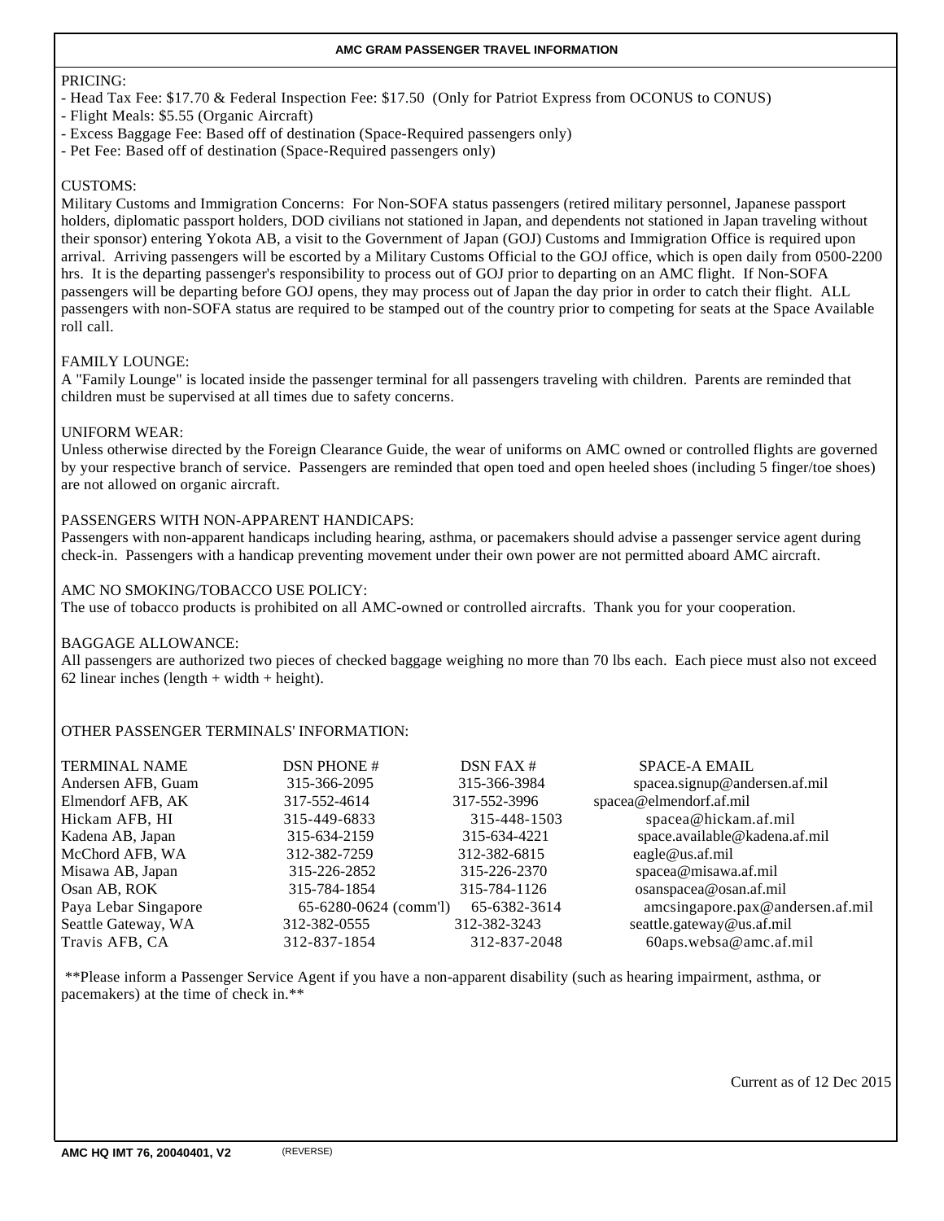**AMC GRAM PASSENGER TRAVEL INFORMATION**

PRICING:
- Head Tax Fee: $17.70 & Federal Inspection Fee: $17.50 (Only for Patriot Express from OCONUS to CONUS)
- Flight Meals: $5.55 (Organic Aircraft)
- Excess Baggage Fee: Based off of destination (Space-Required passengers only)
- Pet Fee: Based off of destination (Space-Required passengers only)

CUSTOMS:
Military Customs and Immigration Concerns: For Non-SOFA status passengers (retired military personnel, Japanese passport holders, diplomatic passport holders, DOD civilians not stationed in Japan, and dependents not stationed in Japan traveling without their sponsor) entering Yokota AB, a visit to the Government of Japan (GOJ) Customs and Immigration Office is required upon arrival. Arriving passengers will be escorted by a Military Customs Official to the GOJ office, which is open daily from 0500-2200 hrs. It is the departing passenger's responsibility to process out of GOJ prior to departing on an AMC flight. If Non-SOFA passengers will be departing before GOJ opens, they may process out of Japan the day prior in order to catch their flight. ALL passengers with non-SOFA status are required to be stamped out of the country prior to competing for seats at the Space Available roll call.

FAMILY LOUNGE:
A "Family Lounge" is located inside the passenger terminal for all passengers traveling with children. Parents are reminded that children must be supervised at all times due to safety concerns.

UNIFORM WEAR:
Unless otherwise directed by the Foreign Clearance Guide, the wear of uniforms on AMC owned or controlled flights are governed by your respective branch of service. Passengers are reminded that open toed and open heeled shoes (including 5 finger/toe shoes) are not allowed on organic aircraft.

PASSENGERS WITH NON-APPARENT HANDICAPS:
Passengers with non-apparent handicaps including hearing, asthma, or pacemakers should advise a passenger service agent during check-in. Passengers with a handicap preventing movement under their own power are not permitted aboard AMC aircraft.

AMC NO SMOKING/TOBACCO USE POLICY:
The use of tobacco products is prohibited on all AMC-owned or controlled aircrafts. Thank you for your cooperation.

BAGGAGE ALLOWANCE:
All passengers are authorized two pieces of checked baggage weighing no more than 70 lbs each. Each piece must also not exceed 62 linear inches (length + width + height).

OTHER PASSENGER TERMINALS' INFORMATION:

| TERMINAL NAME | DSN PHONE # | DSN FAX # | SPACE-A EMAIL |
|---|---|---|---|
| Andersen AFB, Guam | 315-366-2095 | 315-366-3984 | spacea.signup@andersen.af.mil |
| Elmendorf AFB, AK | 317-552-4614 | 317-552-3996 | spacea@elmendorf.af.mil |
| Hickam AFB, HI | 315-449-6833 | 315-448-1503 | spacea@hickam.af.mil |
| Kadena AB, Japan | 315-634-2159 | 315-634-4221 | space.available@kadena.af.mil |
| McChord AFB, WA | 312-382-7259 | 312-382-6815 | eagle@us.af.mil |
| Misawa AB, Japan | 315-226-2852 | 315-226-2370 | spacea@misawa.af.mil |
| Osan AB, ROK | 315-784-1854 | 315-784-1126 | osanspacea@osan.af.mil |
| Paya Lebar Singapore | 65-6280-0624 (comm'l) | 65-6382-3614 | amcsingapore.pax@andersen.af.mil |
| Seattle Gateway, WA | 312-382-0555 | 312-382-3243 | seattle.gateway@us.af.mil |
| Travis AFB, CA | 312-837-1854 | 312-837-2048 | 60aps.websa@amc.af.mil |

**Please inform a Passenger Service Agent if you have a non-apparent disability (such as hearing impairment, asthma, or pacemakers) at the time of check in.**

Current as of 12 Dec 2015

**AMC HQ IMT 76, 20040401, V2** (REVERSE)